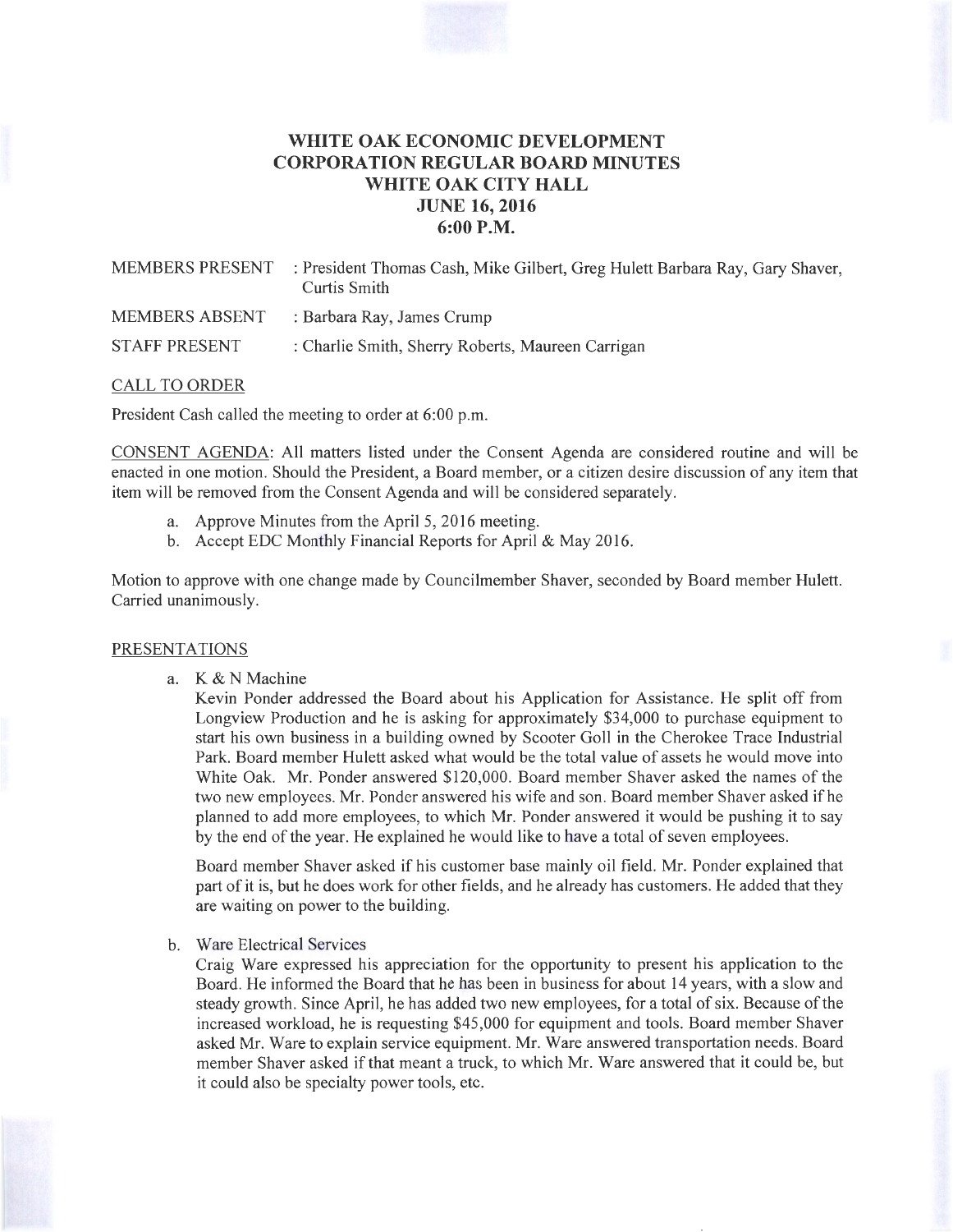# WHITE OAK ECONOMIC DEVELOPMENT CORPORATION REGULAR BOARD MINUTES
## WHITE OAK CITY HALL
## JUNE 16, 2016
## 6:00 P.M.

MEMBERS PRESENT : President Thomas Cash, Mike Gilbert, Greg Hulett Barbara Ray, Gary Shaver, Curtis Smith

MEMBERS ABSENT : Barbara Ray, James Crump

STAFF PRESENT : Charlie Smith, Sherry Roberts, Maureen Carrigan

CALL TO ORDER

President Cash called the meeting to order at 6:00 p.m.

CONSENT AGENDA: All matters listed under the Consent Agenda are considered routine and will be enacted in one motion. Should the President, a Board member, or a citizen desire discussion of any item that item will be removed from the Consent Agenda and will be considered separately.

a. Approve Minutes from the April 5, 2016 meeting.
b. Accept EDC Monthly Financial Reports for April & May 2016.

Motion to approve with one change made by Councilmember Shaver, seconded by Board member Hulett. Carried unanimously.

PRESENTATIONS

a. K & N Machine

   Kevin Ponder addressed the Board about his Application for Assistance. He split off from Longview Production and he is asking for approximately $34,000 to purchase equipment to start his own business in a building owned by Scooter Goll in the Cherokee Trace Industrial Park. Board member Hulett asked what would be the total value of assets he would move into White Oak. Mr. Ponder answered $120,000. Board member Shaver asked the names of the two new employees. Mr. Ponder answered his wife and son. Board member Shaver asked if he planned to add more employees, to which Mr. Ponder answered it would be pushing it to say by the end of the year. He explained he would like to have a total of seven employees.

   Board member Shaver asked if his customer base mainly oil field. Mr. Ponder explained that part of it is, but he does work for other fields, and he already has customers. He added that they are waiting on power to the building.

b. Ware Electrical Services

   Craig Ware expressed his appreciation for the opportunity to present his application to the Board. He informed the Board that he has been in business for about 14 years, with a slow and steady growth. Since April, he has added two new employees, for a total of six. Because of the increased workload, he is requesting $45,000 for equipment and tools. Board member Shaver asked Mr. Ware to explain service equipment. Mr. Ware answered transportation needs. Board member Shaver asked if that meant a truck, to which Mr. Ware answered that it could be, but it could also be specialty power tools, etc.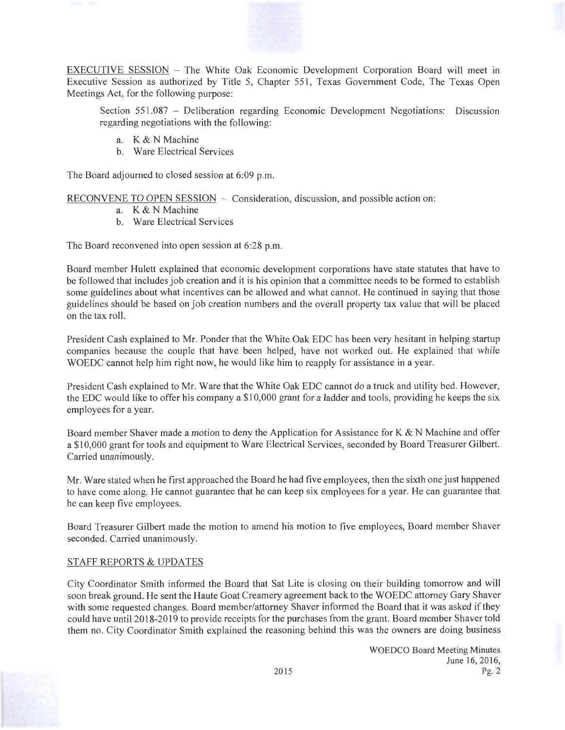EXECUTIVE SESSION – The White Oak Economic Development Corporation Board will meet in Executive Session as authorized by Title 5, Chapter 551, Texas Government Code, The Texas Open Meetings Act, for the following purpose:

> Section 551.087 – Deliberation regarding Economic Development Negotiations: Discussion regarding negotiations with the following:
>
> a. K & N Machine
> b. Ware Electrical Services

The Board adjourned to closed session at 6:09 p.m.

RECONVENE TO OPEN SESSION – Consideration, discussion, and possible action on:

a. K & N Machine
b. Ware Electrical Services

The Board reconvened into open session at 6:28 p.m.

Board member Hulett explained that economic development corporations have state statutes that have to be followed that includes job creation and it is his opinion that a committee needs to be formed to establish some guidelines about what incentives can be allowed and what cannot. He continued in saying that those guidelines should be based on job creation numbers and the overall property tax value that will be placed on the tax roll.

President Cash explained to Mr. Ponder that the White Oak EDC has been very hesitant in helping startup companies because the couple that have been helped, have not worked out. He explained that while WOEDC cannot help him right now, he would like him to reapply for assistance in a year.

President Cash explained to Mr. Ware that the White Oak EDC cannot do a truck and utility bed. However, the EDC would like to offer his company a $10,000 grant for a ladder and tools, providing he keeps the six employees for a year.

Board member Shaver made a motion to deny the Application for Assistance for K & N Machine and offer a $10,000 grant for tools and equipment to Ware Electrical Services, seconded by Board Treasurer Gilbert. Carried unanimously.

Mr. Ware stated when he first approached the Board he had five employees, then the sixth one just happened to have come along. He cannot guarantee that he can keep six employees for a year. He can guarantee that he can keep five employees.

Board Treasurer Gilbert made the motion to amend his motion to five employees, Board member Shaver seconded. Carried unanimously.

STAFF REPORTS & UPDATES

City Coordinator Smith informed the Board that Sat Lite is closing on their building tomorrow and will soon break ground. He sent the Haute Goat Creamery agreement back to the WOEDC attorney Gary Shaver with some requested changes. Board member/attorney Shaver informed the Board that it was asked if they could have until 2018-2019 to provide receipts for the purchases from the grant. Board member Shaver told them no. City Coordinator Smith explained the reasoning behind this was the owners are doing business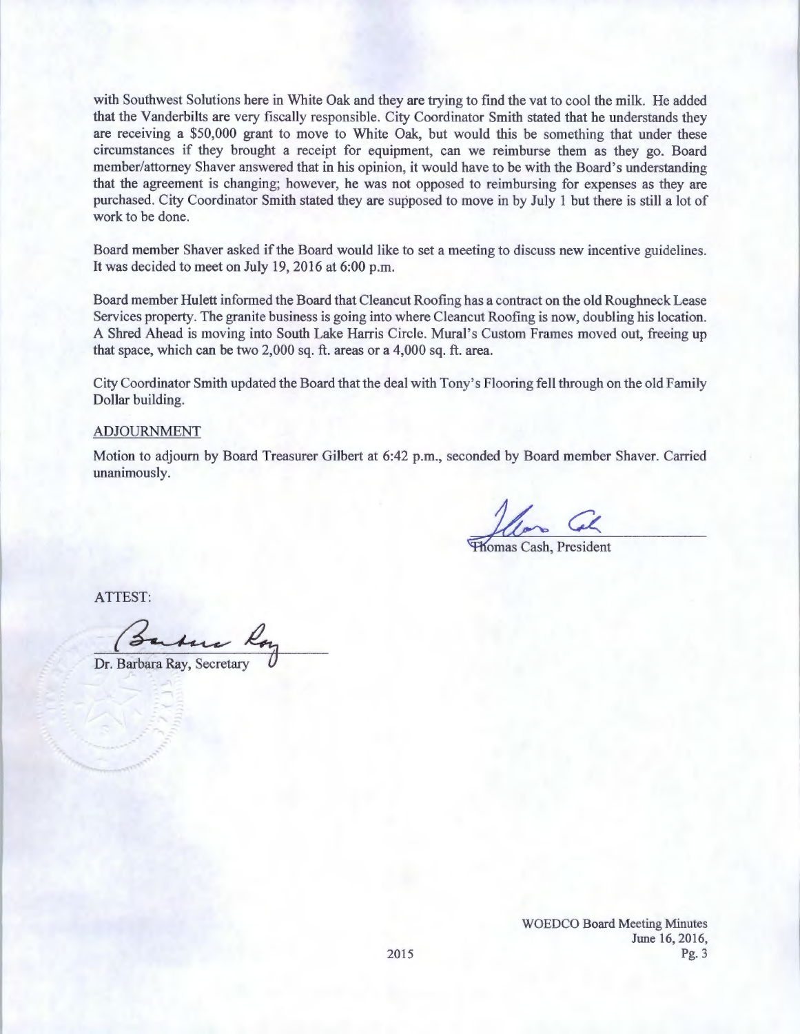with Southwest Solutions here in White Oak and they are trying to find the vat to cool the milk. He added that the Vanderbilts are very fiscally responsible. City Coordinator Smith stated that he understands they are receiving a $50,000 grant to move to White Oak, but would this be something that under these circumstances if they brought a receipt for equipment, can we reimburse them as they go. Board member/attorney Shaver answered that in his opinion, it would have to be with the Board's understanding that the agreement is changing; however, he was not opposed to reimbursing for expenses as they are purchased. City Coordinator Smith stated they are supposed to move in by July 1 but there is still a lot of work to be done.

Board member Shaver asked if the Board would like to set a meeting to discuss new incentive guidelines. It was decided to meet on July 19, 2016 at 6:00 p.m.

Board member Hulett informed the Board that Cleancut Roofing has a contract on the old Roughneck Lease Services property. The granite business is going into where Cleancut Roofing is now, doubling his location. A Shred Ahead is moving into South Lake Harris Circle. Mural's Custom Frames moved out, freeing up that space, which can be two 2,000 sq. ft. areas or a 4,000 sq. ft. area.

City Coordinator Smith updated the Board that the deal with Tony's Flooring fell through on the old Family Dollar building.

## ADJOURNMENT

Motion to adjourn by Board Treasurer Gilbert at 6:42 p.m., seconded by Board member Shaver. Carried unanimously.

Thomas Cash, President

ATTEST:

Dr. Barbara Ray, Secretary

WOEDCO Board Meeting Minutes
June 16, 2016,